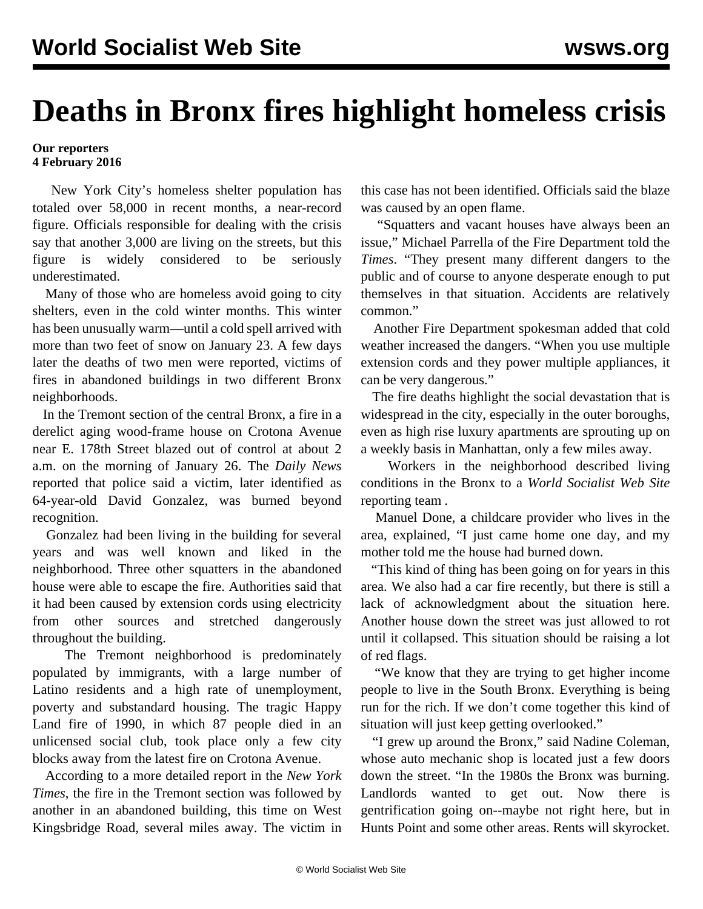# Deaths in Bronx fires highlight homeless crisis

**Our reporters**
**4 February 2016**

New York City's homeless shelter population has totaled over 58,000 in recent months, a near-record figure. Officials responsible for dealing with the crisis say that another 3,000 are living on the streets, but this figure is widely considered to be seriously underestimated.

Many of those who are homeless avoid going to city shelters, even in the cold winter months. This winter has been unusually warm—until a cold spell arrived with more than two feet of snow on January 23. A few days later the deaths of two men were reported, victims of fires in abandoned buildings in two different Bronx neighborhoods.

In the Tremont section of the central Bronx, a fire in a derelict aging wood-frame house on Crotona Avenue near E. 178th Street blazed out of control at about 2 a.m. on the morning of January 26. The *Daily News* reported that police said a victim, later identified as 64-year-old David Gonzalez, was burned beyond recognition.

Gonzalez had been living in the building for several years and was well known and liked in the neighborhood. Three other squatters in the abandoned house were able to escape the fire. Authorities said that it had been caused by extension cords using electricity from other sources and stretched dangerously throughout the building.

The Tremont neighborhood is predominately populated by immigrants, with a large number of Latino residents and a high rate of unemployment, poverty and substandard housing. The tragic Happy Land fire of 1990, in which 87 people died in an unlicensed social club, took place only a few city blocks away from the latest fire on Crotona Avenue.

According to a more detailed report in the *New York Times*, the fire in the Tremont section was followed by another in an abandoned building, this time on West Kingsbridge Road, several miles away. The victim in this case has not been identified. Officials said the blaze was caused by an open flame.

"Squatters and vacant houses have always been an issue," Michael Parrella of the Fire Department told the *Times*. "They present many different dangers to the public and of course to anyone desperate enough to put themselves in that situation. Accidents are relatively common."

Another Fire Department spokesman added that cold weather increased the dangers. "When you use multiple extension cords and they power multiple appliances, it can be very dangerous."

The fire deaths highlight the social devastation that is widespread in the city, especially in the outer boroughs, even as high rise luxury apartments are sprouting up on a weekly basis in Manhattan, only a few miles away.

Workers in the neighborhood described living conditions in the Bronx to a *World Socialist Web Site* reporting team .

Manuel Done, a childcare provider who lives in the area, explained, "I just came home one day, and my mother told me the house had burned down.

"This kind of thing has been going on for years in this area. We also had a car fire recently, but there is still a lack of acknowledgment about the situation here. Another house down the street was just allowed to rot until it collapsed. This situation should be raising a lot of red flags.

"We know that they are trying to get higher income people to live in the South Bronx. Everything is being run for the rich. If we don't come together this kind of situation will just keep getting overlooked."

"I grew up around the Bronx," said Nadine Coleman, whose auto mechanic shop is located just a few doors down the street. "In the 1980s the Bronx was burning. Landlords wanted to get out. Now there is gentrification going on--maybe not right here, but in Hunts Point and some other areas. Rents will skyrocket.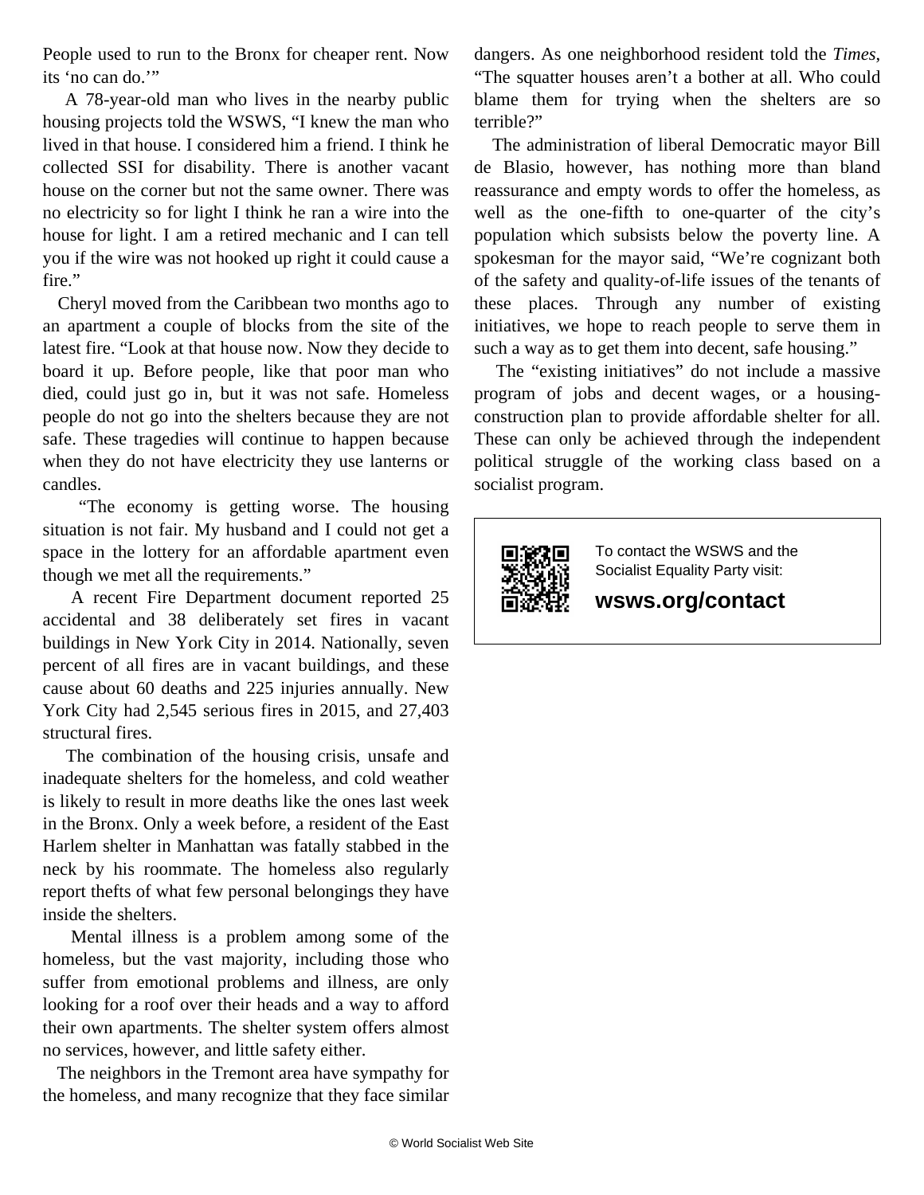People used to run to the Bronx for cheaper rent. Now its 'no can do.'"

A 78-year-old man who lives in the nearby public housing projects told the WSWS, "I knew the man who lived in that house. I considered him a friend. I think he collected SSI for disability. There is another vacant house on the corner but not the same owner. There was no electricity so for light I think he ran a wire into the house for light. I am a retired mechanic and I can tell you if the wire was not hooked up right it could cause a fire."

Cheryl moved from the Caribbean two months ago to an apartment a couple of blocks from the site of the latest fire. "Look at that house now. Now they decide to board it up. Before people, like that poor man who died, could just go in, but it was not safe. Homeless people do not go into the shelters because they are not safe. These tragedies will continue to happen because when they do not have electricity they use lanterns or candles.

"The economy is getting worse. The housing situation is not fair. My husband and I could not get a space in the lottery for an affordable apartment even though we met all the requirements."

A recent Fire Department document reported 25 accidental and 38 deliberately set fires in vacant buildings in New York City in 2014. Nationally, seven percent of all fires are in vacant buildings, and these cause about 60 deaths and 225 injuries annually. New York City had 2,545 serious fires in 2015, and 27,403 structural fires.

The combination of the housing crisis, unsafe and inadequate shelters for the homeless, and cold weather is likely to result in more deaths like the ones last week in the Bronx. Only a week before, a resident of the East Harlem shelter in Manhattan was fatally stabbed in the neck by his roommate. The homeless also regularly report thefts of what few personal belongings they have inside the shelters.

Mental illness is a problem among some of the homeless, but the vast majority, including those who suffer from emotional problems and illness, are only looking for a roof over their heads and a way to afford their own apartments. The shelter system offers almost no services, however, and little safety either.

The neighbors in the Tremont area have sympathy for the homeless, and many recognize that they face similar dangers. As one neighborhood resident told the *Times*, "The squatter houses aren't a bother at all. Who could blame them for trying when the shelters are so terrible?"

The administration of liberal Democratic mayor Bill de Blasio, however, has nothing more than bland reassurance and empty words to offer the homeless, as well as the one-fifth to one-quarter of the city's population which subsists below the poverty line. A spokesman for the mayor said, "We're cognizant both of the safety and quality-of-life issues of the tenants of these places. Through any number of existing initiatives, we hope to reach people to serve them in such a way as to get them into decent, safe housing."

The "existing initiatives" do not include a massive program of jobs and decent wages, or a housing-construction plan to provide affordable shelter for all. These can only be achieved through the independent political struggle of the working class based on a socialist program.

To contact the WSWS and the Socialist Equality Party visit:

**wsws.org/contact**